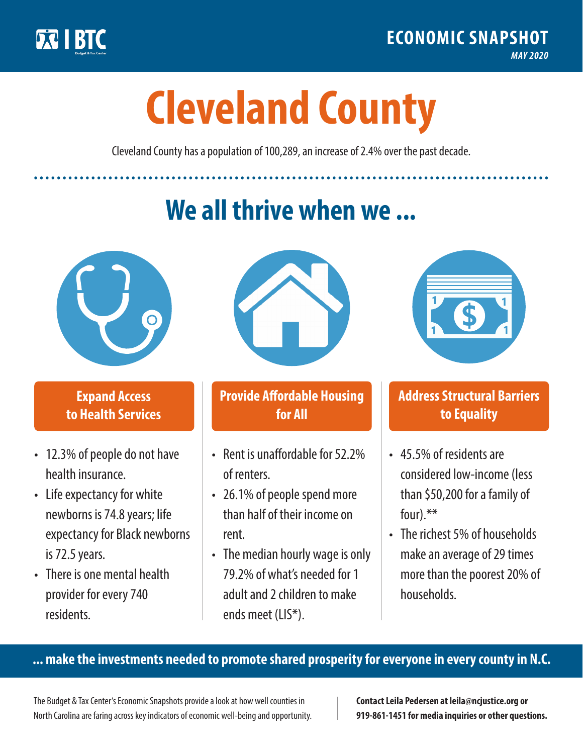BTC Budget & Tax Center

ECONOMIC SNAPSHOT

*MAY 2020*

# Cleveland County

Cleveland County has a population of 100,289, an increase of 2.4% over the past decade.

## We all thrive when we ...

### Expand Access to Health Services

- 12.3% of people do not have health insurance.
- Life expectancy for white newborns is 74.8 years; life expectancy for Black newborns is 72.5 years.
- There is one mental health provider for every 740 residents.

### Provide Affordable Housing for All

- Rent is unaffordable for 52.2% of renters.
- 26.1% of people spend more than half of their income on rent.
- The median hourly wage is only 79.2% of what's needed for 1 adult and 2 children to make ends meet (LIS*).

### Address Structural Barriers to Equality

- 45.5% of residents are considered low-income (less than $50,200 for a family of four).**
- The richest 5% of households make an average of 29 times more than the poorest 20% of households.

**... make the investments needed to promote shared prosperity for everyone in every county in N.C.**

The Budget & Tax Center's Economic Snapshots provide a look at how well counties in North Carolina are faring across key indicators of economic well-being and opportunity.

**Contact Leila Pedersen at leila@ncjustice.org or 919-861-1451 for media inquiries or other questions.**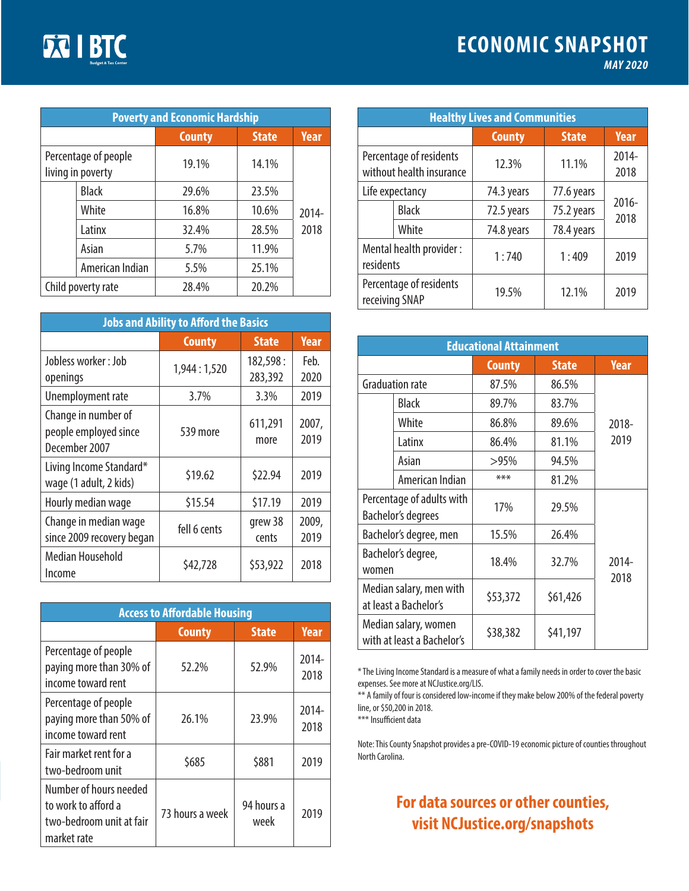# ECONOMIC SNAPSHOT

*MAY 2020*

| Poverty and Economic Hardship | | County | State | Year |
|---|---|---|---|---|
| Percentage of people living in poverty | | 19.1% | 14.1% | 2014-2018 |
| | Black | 29.6% | 23.5% | |
| | White | 16.8% | 10.6% | |
| | Latinx | 32.4% | 28.5% | |
| | Asian | 5.7% | 11.9% | |
| | American Indian | 5.5% | 25.1% | |
| Child poverty rate | | 28.4% | 20.2% | |

| Jobs and Ability to Afford the Basics | County | State | Year |
|---|---|---|---|
| Jobless worker : Job openings | 1,944 : 1,520 | 182,598 : 283,392 | Feb. 2020 |
| Unemployment rate | 3.7% | 3.3% | 2019 |
| Change in number of people employed since December 2007 | 539 more | 611,291 more | 2007, 2019 |
| Living Income Standard* wage (1 adult, 2 kids) | $19.62 | $22.94 | 2019 |
| Hourly median wage | $15.54 | $17.19 | 2019 |
| Change in median wage since 2009 recovery began | fell 6 cents | grew 38 cents | 2009, 2019 |
| Median Household Income | $42,728 | $53,922 | 2018 |

| Access to Affordable Housing | County | State | Year |
|---|---|---|---|
| Percentage of people paying more than 30% of income toward rent | 52.2% | 52.9% | 2014-2018 |
| Percentage of people paying more than 50% of income toward rent | 26.1% | 23.9% | 2014-2018 |
| Fair market rent for a two-bedroom unit | $685 | $881 | 2019 |
| Number of hours needed to work to afford a two-bedroom unit at fair market rate | 73 hours a week | 94 hours a week | 2019 |

| Healthy Lives and Communities | | County | State | Year |
|---|---|---|---|---|
| Percentage of residents without health insurance | | 12.3% | 11.1% | 2014-2018 |
| Life expectancy | | 74.3 years | 77.6 years | 2016-2018 |
| | Black | 72.5 years | 75.2 years | |
| | White | 74.8 years | 78.4 years | |
| Mental health provider : residents | | 1 : 740 | 1 : 409 | 2019 |
| Percentage of residents receiving SNAP | | 19.5% | 12.1% | 2019 |

| Educational Attainment | | County | State | Year |
|---|---|---|---|---|
| Graduation rate | | 87.5% | 86.5% | 2018-2019 |
| | Black | 89.7% | 83.7% | |
| | White | 86.8% | 89.6% | |
| | Latinx | 86.4% | 81.1% | |
| | Asian | >95% | 94.5% | |
| | American Indian | *** | 81.2% | |
| Percentage of adults with Bachelor's degrees | | 17% | 29.5% | 2014-2018 |
| Bachelor's degree, men | | 15.5% | 26.4% | |
| Bachelor's degree, women | | 18.4% | 32.7% | |
| Median salary, men with at least a Bachelor's | | $53,372 | $61,426 | |
| Median salary, women with at least a Bachelor's | | $38,382 | $41,197 | |

* The Living Income Standard is a measure of what a family needs in order to cover the basic expenses. See more at NCJustice.org/LIS.
** A family of four is considered low-income if they make below 200% of the federal poverty line, or $50,200 in 2018.
*** Insufficient data

Note: This County Snapshot provides a pre-COVID-19 economic picture of counties throughout North Carolina.

**For data sources or other counties, visit NCJustice.org/snapshots**